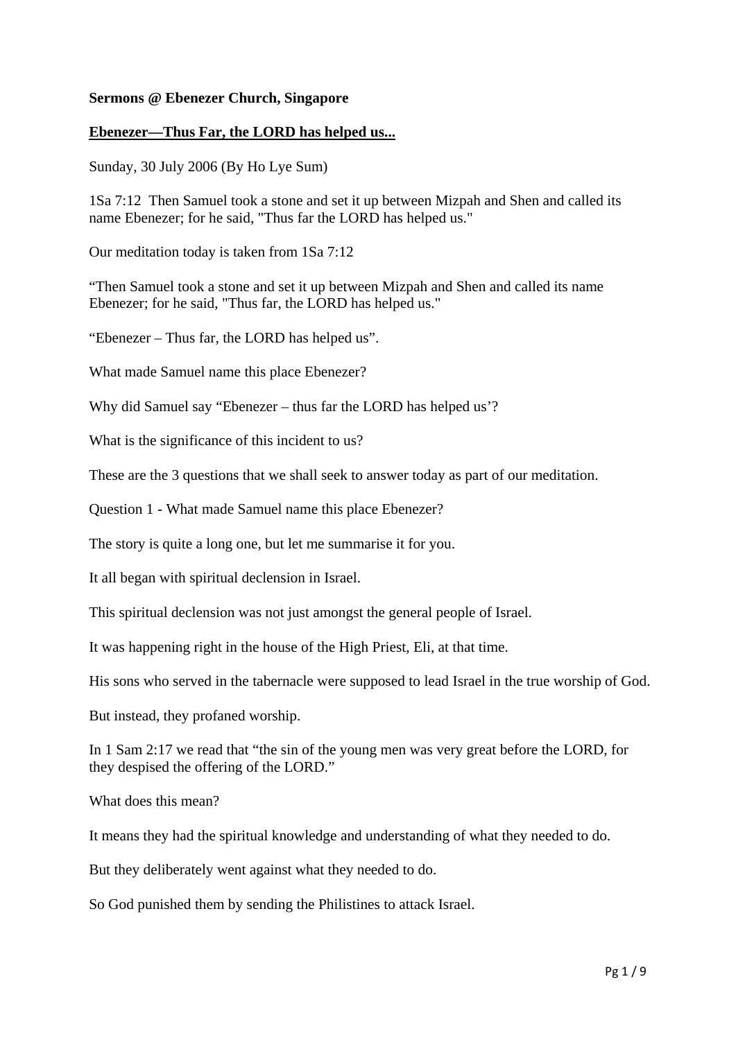**Sermons @ Ebenezer Church, Singapore**

## **Ebenezer—Thus Far, the LORD has helped us...**

Sunday, 30 July 2006 (By Ho Lye Sum)

1Sa 7:12 Then Samuel took a stone and set it up between Mizpah and Shen and called its name Ebenezer; for he said, "Thus far the LORD has helped us."

Our meditation today is taken from 1Sa 7:12

"Then Samuel took a stone and set it up between Mizpah and Shen and called its name Ebenezer; for he said, "Thus far, the LORD has helped us."

"Ebenezer – Thus far, the LORD has helped us".

What made Samuel name this place Ebenezer?

Why did Samuel say "Ebenezer – thus far the LORD has helped us'?

What is the significance of this incident to us?

These are the 3 questions that we shall seek to answer today as part of our meditation.

Question 1 - What made Samuel name this place Ebenezer?

The story is quite a long one, but let me summarise it for you.

It all began with spiritual declension in Israel.

This spiritual declension was not just amongst the general people of Israel.

It was happening right in the house of the High Priest, Eli, at that time.

His sons who served in the tabernacle were supposed to lead Israel in the true worship of God.

But instead, they profaned worship.

In 1 Sam 2:17 we read that "the sin of the young men was very great before the LORD, for they despised the offering of the LORD."

What does this mean?

It means they had the spiritual knowledge and understanding of what they needed to do.

But they deliberately went against what they needed to do.

So God punished them by sending the Philistines to attack Israel.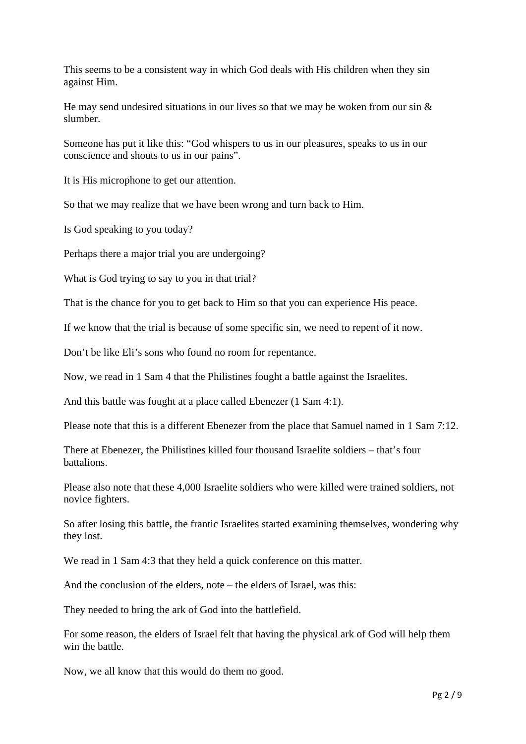This seems to be a consistent way in which God deals with His children when they sin against Him.

He may send undesired situations in our lives so that we may be woken from our sin & slumber.

Someone has put it like this: "God whispers to us in our pleasures, speaks to us in our conscience and shouts to us in our pains".

It is His microphone to get our attention.

So that we may realize that we have been wrong and turn back to Him.

Is God speaking to you today?

Perhaps there a major trial you are undergoing?

What is God trying to say to you in that trial?

That is the chance for you to get back to Him so that you can experience His peace.

If we know that the trial is because of some specific sin, we need to repent of it now.

Don't be like Eli's sons who found no room for repentance.

Now, we read in 1 Sam 4 that the Philistines fought a battle against the Israelites.

And this battle was fought at a place called Ebenezer (1 Sam 4:1).

Please note that this is a different Ebenezer from the place that Samuel named in 1 Sam 7:12.

There at Ebenezer, the Philistines killed four thousand Israelite soldiers – that's four battalions.

Please also note that these 4,000 Israelite soldiers who were killed were trained soldiers, not novice fighters.

So after losing this battle, the frantic Israelites started examining themselves, wondering why they lost.

We read in 1 Sam 4:3 that they held a quick conference on this matter.

And the conclusion of the elders, note – the elders of Israel, was this:

They needed to bring the ark of God into the battlefield.

For some reason, the elders of Israel felt that having the physical ark of God will help them win the battle.

Now, we all know that this would do them no good.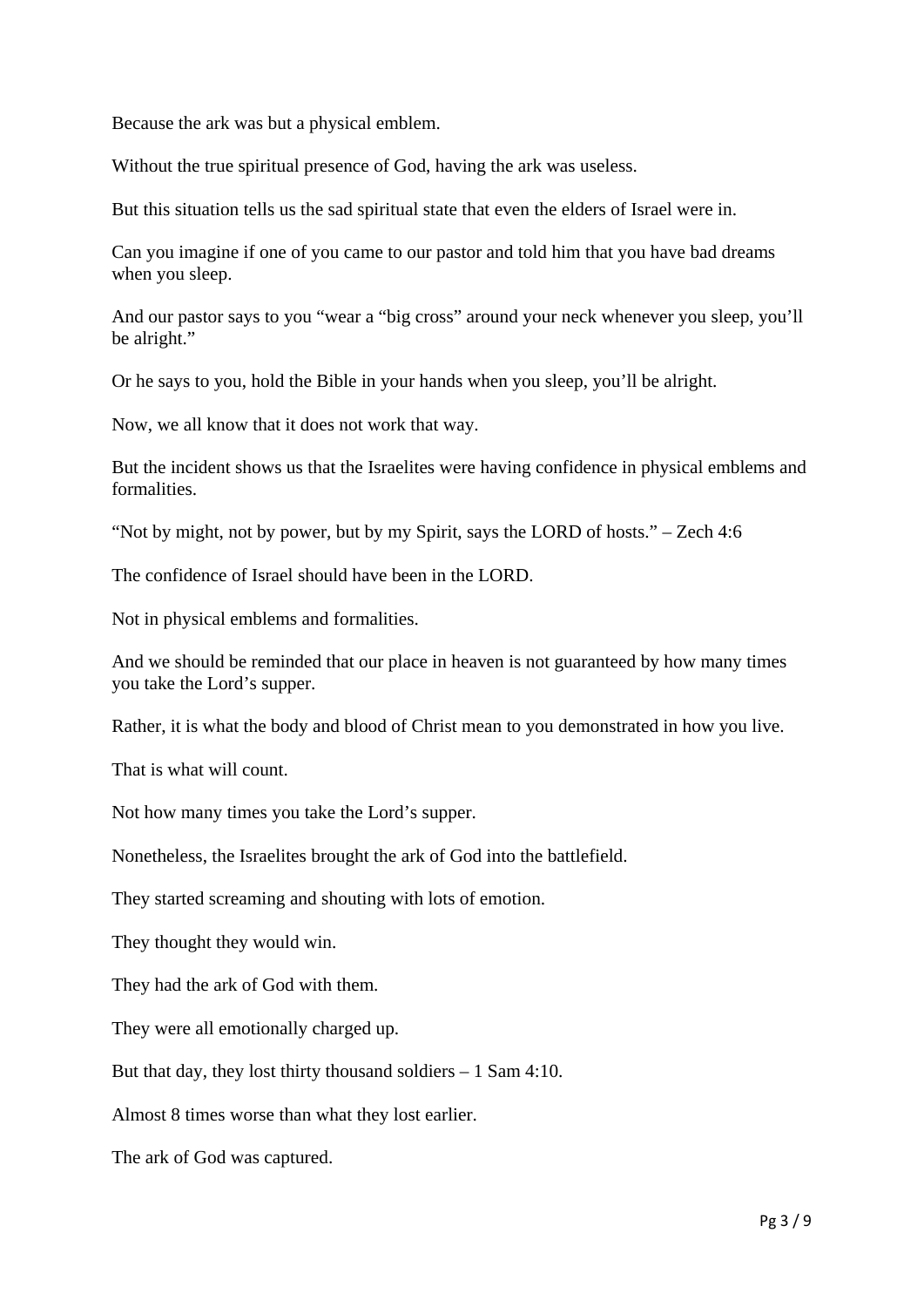Because the ark was but a physical emblem.

Without the true spiritual presence of God, having the ark was useless.

But this situation tells us the sad spiritual state that even the elders of Israel were in.

Can you imagine if one of you came to our pastor and told him that you have bad dreams when you sleep.

And our pastor says to you "wear a "big cross" around your neck whenever you sleep, you'll be alright."

Or he says to you, hold the Bible in your hands when you sleep, you'll be alright.

Now, we all know that it does not work that way.

But the incident shows us that the Israelites were having confidence in physical emblems and formalities.

"Not by might, not by power, but by my Spirit, says the LORD of hosts." – Zech 4:6

The confidence of Israel should have been in the LORD.

Not in physical emblems and formalities.

And we should be reminded that our place in heaven is not guaranteed by how many times you take the Lord's supper.

Rather, it is what the body and blood of Christ mean to you demonstrated in how you live.

That is what will count.

Not how many times you take the Lord's supper.

Nonetheless, the Israelites brought the ark of God into the battlefield.

They started screaming and shouting with lots of emotion.

They thought they would win.

They had the ark of God with them.

They were all emotionally charged up.

But that day, they lost thirty thousand soldiers – 1 Sam 4:10.

Almost 8 times worse than what they lost earlier.

The ark of God was captured.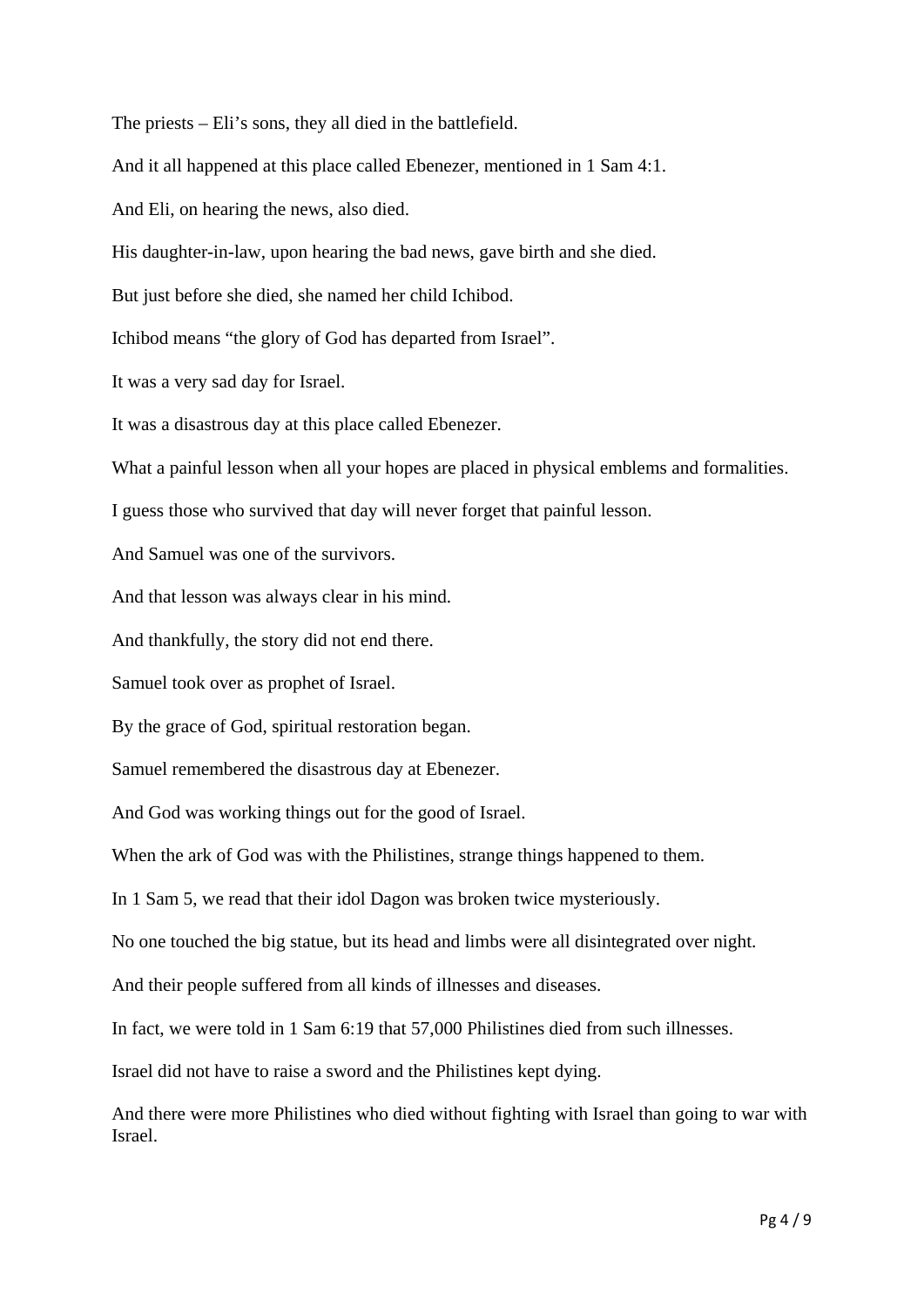The priests – Eli's sons, they all died in the battlefield.

And it all happened at this place called Ebenezer, mentioned in 1 Sam 4:1.

And Eli, on hearing the news, also died.

His daughter-in-law, upon hearing the bad news, gave birth and she died.

But just before she died, she named her child Ichibod.

Ichibod means "the glory of God has departed from Israel".

It was a very sad day for Israel.

It was a disastrous day at this place called Ebenezer.

What a painful lesson when all your hopes are placed in physical emblems and formalities.

I guess those who survived that day will never forget that painful lesson.

And Samuel was one of the survivors.

And that lesson was always clear in his mind.

And thankfully, the story did not end there.

Samuel took over as prophet of Israel.

By the grace of God, spiritual restoration began.

Samuel remembered the disastrous day at Ebenezer.

And God was working things out for the good of Israel.

When the ark of God was with the Philistines, strange things happened to them.

In 1 Sam 5, we read that their idol Dagon was broken twice mysteriously.

No one touched the big statue, but its head and limbs were all disintegrated over night.

And their people suffered from all kinds of illnesses and diseases.

In fact, we were told in 1 Sam 6:19 that 57,000 Philistines died from such illnesses.

Israel did not have to raise a sword and the Philistines kept dying.

And there were more Philistines who died without fighting with Israel than going to war with Israel.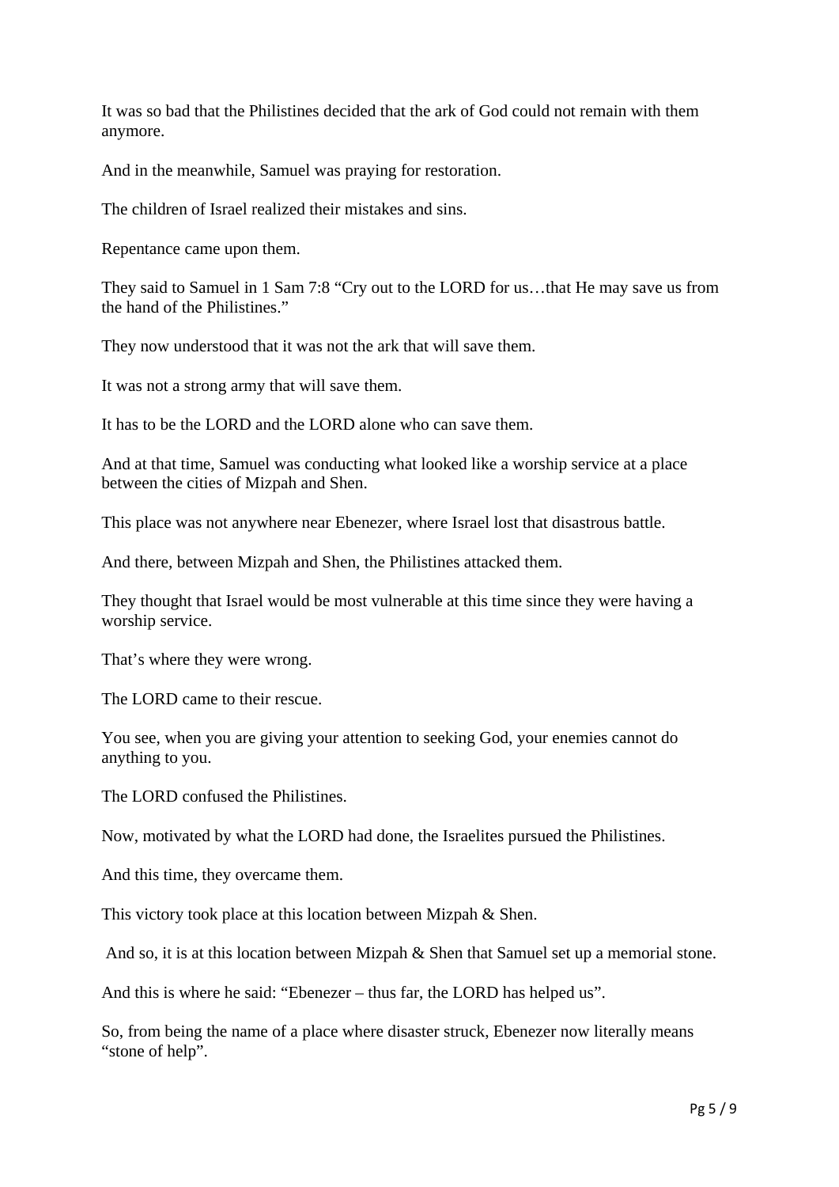It was so bad that the Philistines decided that the ark of God could not remain with them anymore.

And in the meanwhile, Samuel was praying for restoration.

The children of Israel realized their mistakes and sins.

Repentance came upon them.

They said to Samuel in 1 Sam 7:8 “Cry out to the LORD for us…that He may save us from the hand of the Philistines.”

They now understood that it was not the ark that will save them.

It was not a strong army that will save them.

It has to be the LORD and the LORD alone who can save them.

And at that time, Samuel was conducting what looked like a worship service at a place between the cities of Mizpah and Shen.

This place was not anywhere near Ebenezer, where Israel lost that disastrous battle.

And there, between Mizpah and Shen, the Philistines attacked them.

They thought that Israel would be most vulnerable at this time since they were having a worship service.

That’s where they were wrong.

The LORD came to their rescue.

You see, when you are giving your attention to seeking God, your enemies cannot do anything to you.

The LORD confused the Philistines.

Now, motivated by what the LORD had done, the Israelites pursued the Philistines.

And this time, they overcame them.

This victory took place at this location between Mizpah & Shen.

And so, it is at this location between Mizpah & Shen that Samuel set up a memorial stone.

And this is where he said: “Ebenezer – thus far, the LORD has helped us”.

So, from being the name of a place where disaster struck, Ebenezer now literally means “stone of help”.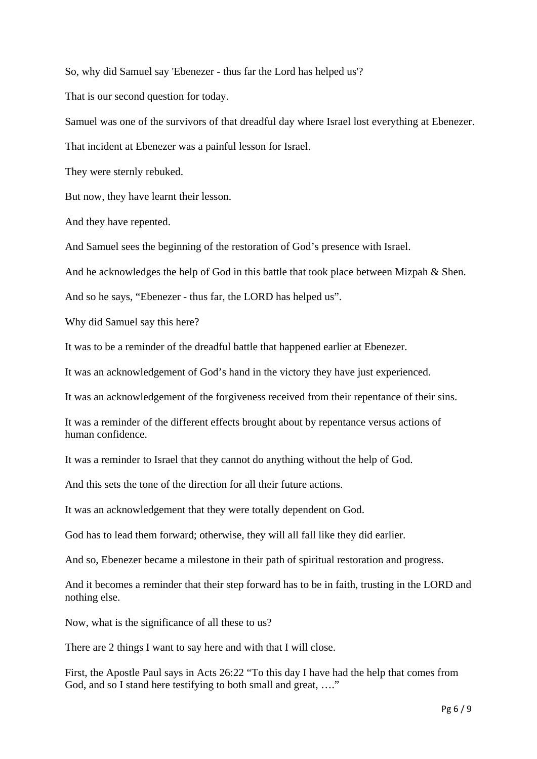So, why did Samuel say 'Ebenezer - thus far the Lord has helped us'?

That is our second question for today.

Samuel was one of the survivors of that dreadful day where Israel lost everything at Ebenezer.

That incident at Ebenezer was a painful lesson for Israel.

They were sternly rebuked.

But now, they have learnt their lesson.

And they have repented.

And Samuel sees the beginning of the restoration of God's presence with Israel.

And he acknowledges the help of God in this battle that took place between Mizpah & Shen.

And so he says, "Ebenezer - thus far, the LORD has helped us".

Why did Samuel say this here?

It was to be a reminder of the dreadful battle that happened earlier at Ebenezer.

It was an acknowledgement of God's hand in the victory they have just experienced.

It was an acknowledgement of the forgiveness received from their repentance of their sins.

It was a reminder of the different effects brought about by repentance versus actions of human confidence.

It was a reminder to Israel that they cannot do anything without the help of God.

And this sets the tone of the direction for all their future actions.

It was an acknowledgement that they were totally dependent on God.

God has to lead them forward; otherwise, they will all fall like they did earlier.

And so, Ebenezer became a milestone in their path of spiritual restoration and progress.

And it becomes a reminder that their step forward has to be in faith, trusting in the LORD and nothing else.

Now, what is the significance of all these to us?

There are 2 things I want to say here and with that I will close.

First, the Apostle Paul says in Acts 26:22 "To this day I have had the help that comes from God, and so I stand here testifying to both small and great, …."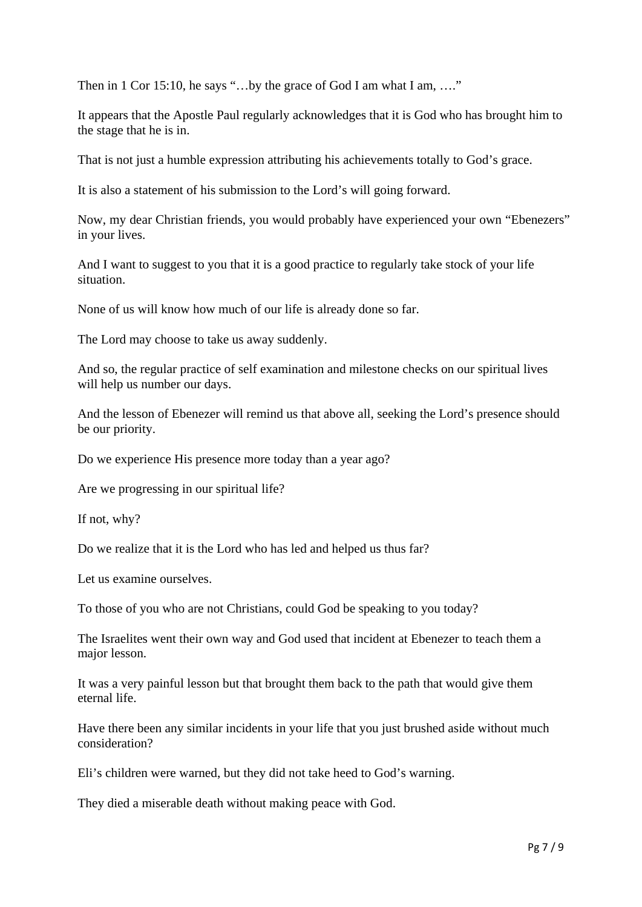Then in 1 Cor 15:10, he says "…by the grace of God I am what I am, …."

It appears that the Apostle Paul regularly acknowledges that it is God who has brought him to the stage that he is in.

That is not just a humble expression attributing his achievements totally to God's grace.

It is also a statement of his submission to the Lord's will going forward.

Now, my dear Christian friends, you would probably have experienced your own "Ebenezers" in your lives.

And I want to suggest to you that it is a good practice to regularly take stock of your life situation.

None of us will know how much of our life is already done so far.

The Lord may choose to take us away suddenly.

And so, the regular practice of self examination and milestone checks on our spiritual lives will help us number our days.

And the lesson of Ebenezer will remind us that above all, seeking the Lord's presence should be our priority.

Do we experience His presence more today than a year ago?

Are we progressing in our spiritual life?

If not, why?

Do we realize that it is the Lord who has led and helped us thus far?

Let us examine ourselves.

To those of you who are not Christians, could God be speaking to you today?

The Israelites went their own way and God used that incident at Ebenezer to teach them a major lesson.

It was a very painful lesson but that brought them back to the path that would give them eternal life.

Have there been any similar incidents in your life that you just brushed aside without much consideration?

Eli's children were warned, but they did not take heed to God's warning.

They died a miserable death without making peace with God.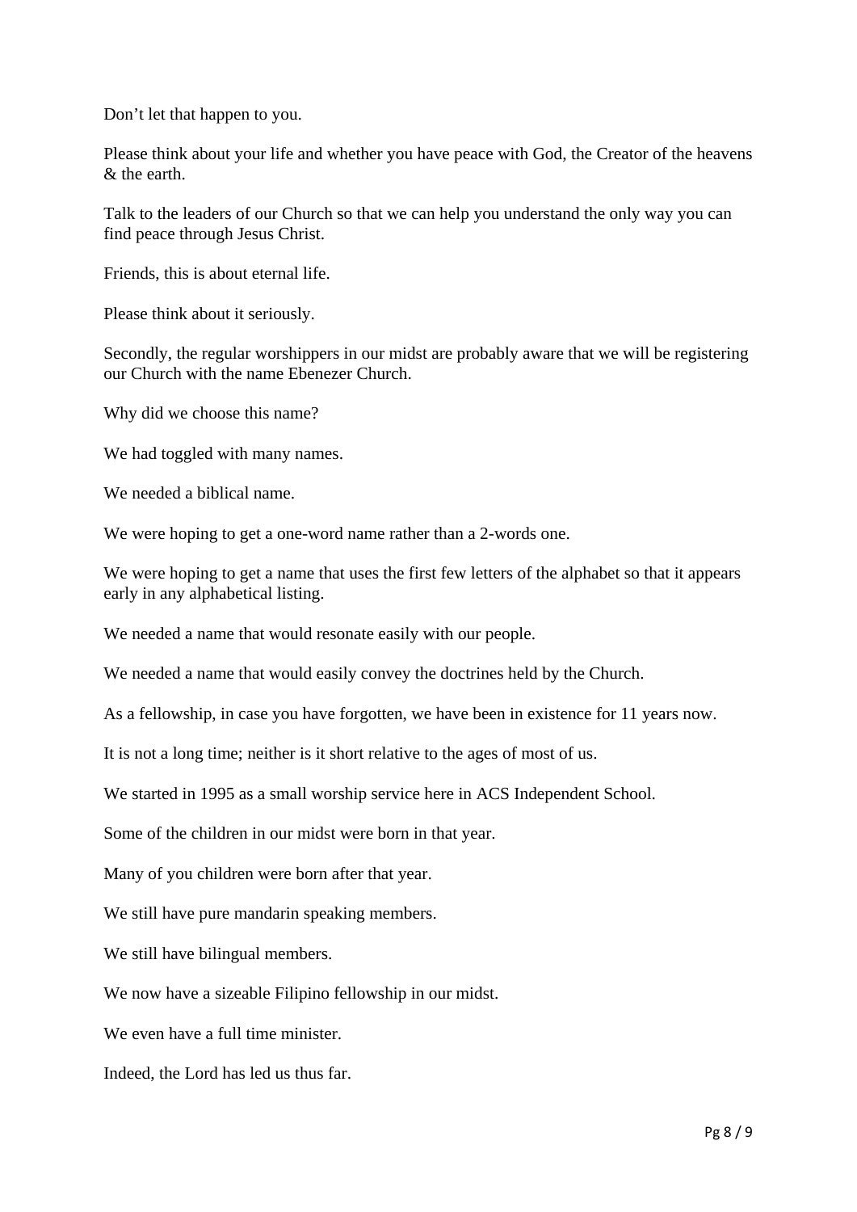Don’t let that happen to you.

Please think about your life and whether you have peace with God, the Creator of the heavens & the earth.

Talk to the leaders of our Church so that we can help you understand the only way you can find peace through Jesus Christ.

Friends, this is about eternal life.

Please think about it seriously.

Secondly, the regular worshippers in our midst are probably aware that we will be registering our Church with the name Ebenezer Church.

Why did we choose this name?

We had toggled with many names.

We needed a biblical name.

We were hoping to get a one-word name rather than a 2-words one.

We were hoping to get a name that uses the first few letters of the alphabet so that it appears early in any alphabetical listing.

We needed a name that would resonate easily with our people.

We needed a name that would easily convey the doctrines held by the Church.

As a fellowship, in case you have forgotten, we have been in existence for 11 years now.

It is not a long time; neither is it short relative to the ages of most of us.

We started in 1995 as a small worship service here in ACS Independent School.

Some of the children in our midst were born in that year.

Many of you children were born after that year.

We still have pure mandarin speaking members.

We still have bilingual members.

We now have a sizeable Filipino fellowship in our midst.

We even have a full time minister.

Indeed, the Lord has led us thus far.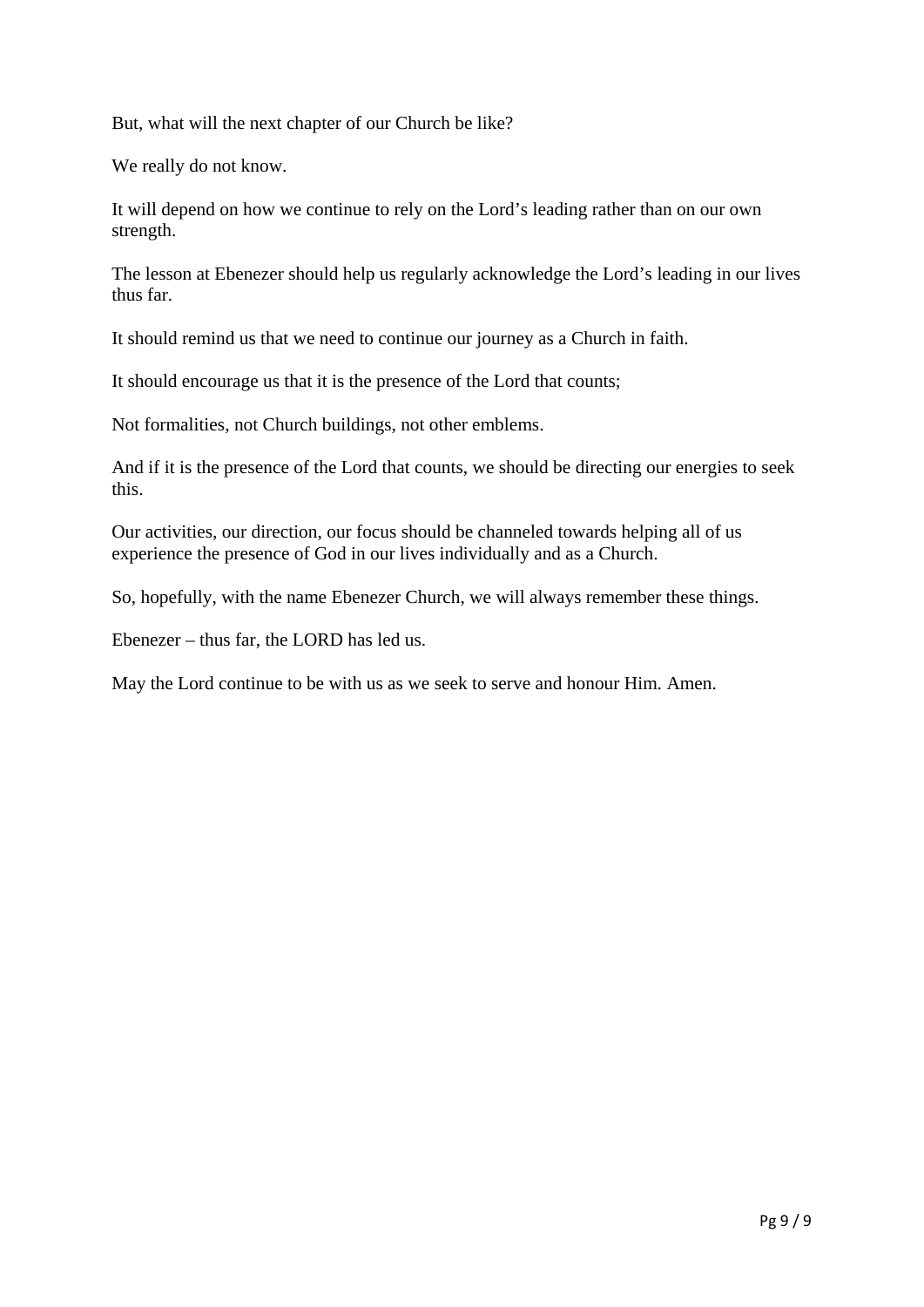But, what will the next chapter of our Church be like?

We really do not know.

It will depend on how we continue to rely on the Lord's leading rather than on our own strength.

The lesson at Ebenezer should help us regularly acknowledge the Lord's leading in our lives thus far.

It should remind us that we need to continue our journey as a Church in faith.

It should encourage us that it is the presence of the Lord that counts;

Not formalities, not Church buildings, not other emblems.

And if it is the presence of the Lord that counts, we should be directing our energies to seek this.

Our activities, our direction, our focus should be channeled towards helping all of us experience the presence of God in our lives individually and as a Church.

So, hopefully, with the name Ebenezer Church, we will always remember these things.

Ebenezer – thus far, the LORD has led us.

May the Lord continue to be with us as we seek to serve and honour Him. Amen.